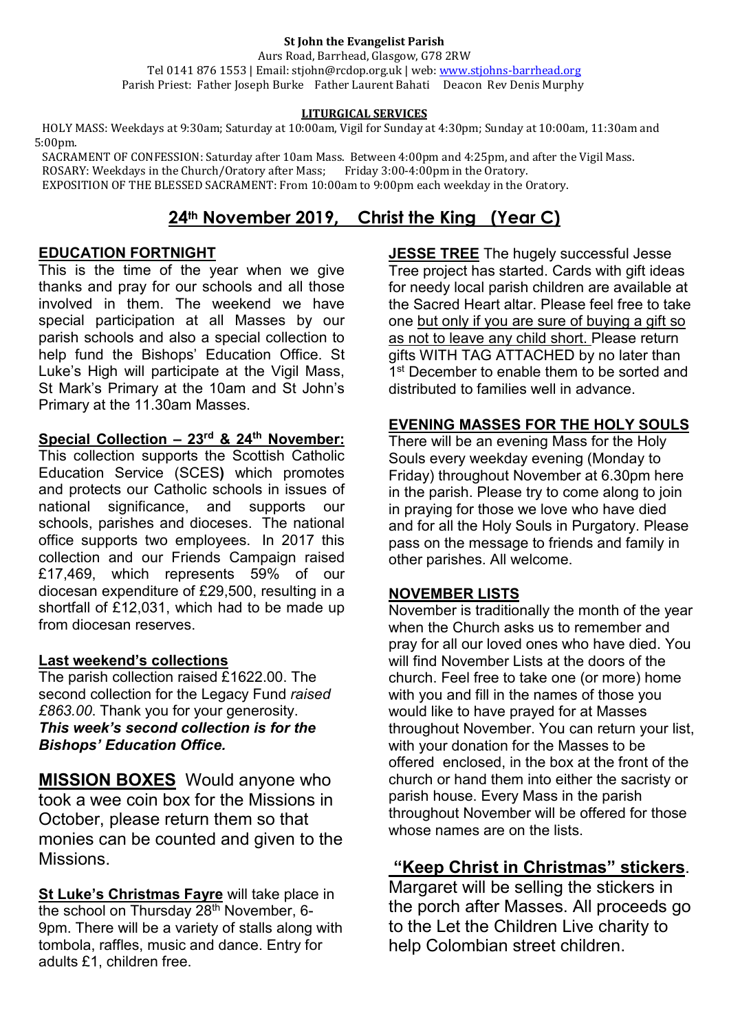**St John the Evangelist Parish**

Aurs Road, Barrhead, Glasgow, G78 2RW

Tel 0141 876 1553 | Email: stjohn@rcdop.org.uk | web: www.stjohns-barrhead.org

Parish Priest: Father Joseph Burke Father Laurent Bahati Deacon Rev Denis Murphy

**LITURGICAL SERVICES**

HOLY MASS: Weekdays at 9:30am; Saturday at 10:00am, Vigil for Sunday at 4:30pm; Sunday at 10:00am, 11:30am and 5:00pm.

SACRAMENT OF CONFESSION: Saturday after 10am Mass. Between 4:00pm and 4:25pm, and after the Vigil Mass.

ROSARY: Weekdays in the Church/Oratory after Mass; Friday 3:00-4:00pm in the Oratory.

EXPOSITION OF THE BLESSED SACRAMENT: From 10:00am to 9:00pm each weekday in the Oratory.

# 24th November 2019, Christ the King (Year C)

## EDUCATION FORTNIGHT

This is the time of the year when we give thanks and pray for our schools and all those involved in them. The weekend we have special participation at all Masses by our parish schools and also a special collection to help fund the Bishops' Education Office. St Luke's High will participate at the Vigil Mass, St Mark's Primary at the 10am and St John's Primary at the 11.30am Masses.

## Special Collection – 23rd & 24th November:

This collection supports the Scottish Catholic Education Service (SCES**)** which promotes and protects our Catholic schools in issues of national significance, and supports our schools, parishes and dioceses. The national office supports two employees. In 2017 this collection and our Friends Campaign raised £17,469, which represents 59% of our diocesan expenditure of £29,500, resulting in a shortfall of £12,031, which had to be made up from diocesan reserves.

## Last weekend's collections

The parish collection raised £1622.00. The second collection for the Legacy Fund *raised £863.00*. Thank you for your generosity.
***This week's second collection is for the Bishops' Education Office.***

## MISSION BOXES

Would anyone who took a wee coin box for the Missions in October, please return them so that monies can be counted and given to the Missions.

**St Luke's Christmas Fayre** will take place in the school on Thursday 28th November, 6-9pm. There will be a variety of stalls along with tombola, raffles, music and dance. Entry for adults £1, children free.

**JESSE TREE** The hugely successful Jesse Tree project has started. Cards with gift ideas for needy local parish children are available at the Sacred Heart altar. Please feel free to take one but only if you are sure of buying a gift so as not to leave any child short. Please return gifts WITH TAG ATTACHED by no later than 1st December to enable them to be sorted and distributed to families well in advance.

## EVENING MASSES FOR THE HOLY SOULS

There will be an evening Mass for the Holy Souls every weekday evening (Monday to Friday) throughout November at 6.30pm here in the parish. Please try to come along to join in praying for those we love who have died and for all the Holy Souls in Purgatory. Please pass on the message to friends and family in other parishes. All welcome.

## NOVEMBER LISTS

November is traditionally the month of the year when the Church asks us to remember and pray for all our loved ones who have died. You will find November Lists at the doors of the church. Feel free to take one (or more) home with you and fill in the names of those you would like to have prayed for at Masses throughout November. You can return your list, with your donation for the Masses to be offered enclosed, in the box at the front of the church or hand them into either the sacristy or parish house. Every Mass in the parish throughout November will be offered for those whose names are on the lists.

## "Keep Christ in Christmas" stickers.

Margaret will be selling the stickers in the porch after Masses. All proceeds go to the Let the Children Live charity to help Colombian street children.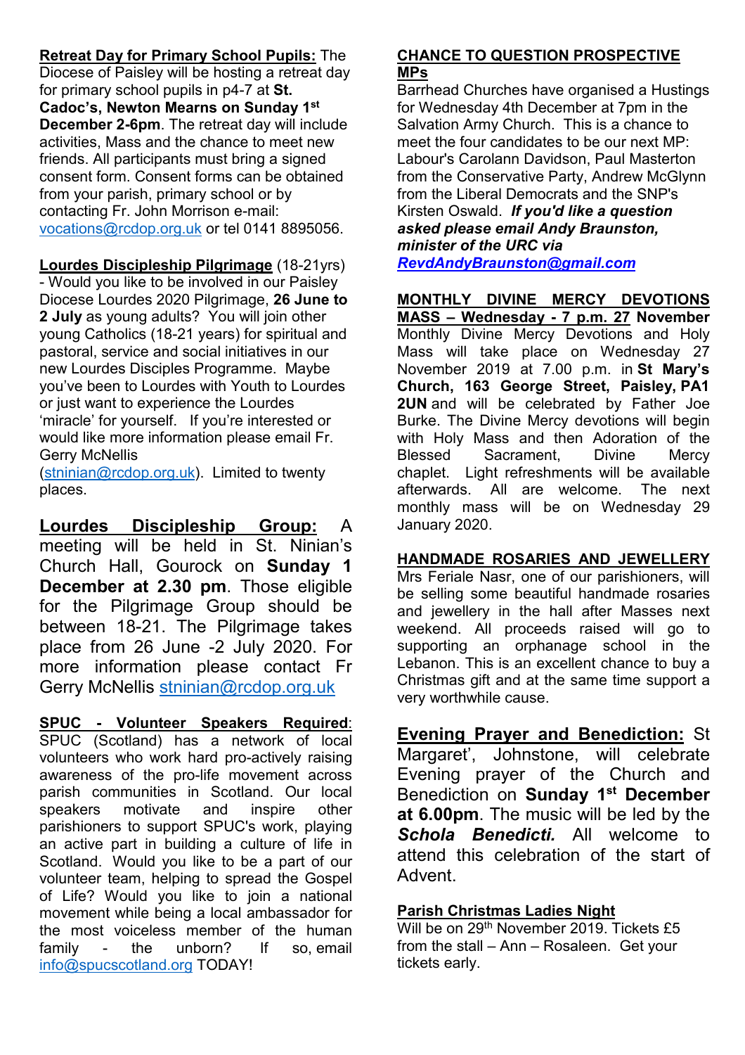**Retreat Day for Primary School Pupils:** The Diocese of Paisley will be hosting a retreat day for primary school pupils in p4-7 at **St. Cadoc's, Newton Mearns on Sunday 1st December 2-6pm**. The retreat day will include activities, Mass and the chance to meet new friends. All participants must bring a signed consent form. Consent forms can be obtained from your parish, primary school or by contacting Fr. John Morrison e-mail: vocations@rcdop.org.uk or tel 0141 8895056.

**Lourdes Discipleship Pilgrimage** (18-21yrs) - Would you like to be involved in our Paisley Diocese Lourdes 2020 Pilgrimage, **26 June to 2 July** as young adults? You will join other young Catholics (18-21 years) for spiritual and pastoral, service and social initiatives in our new Lourdes Disciples Programme. Maybe you've been to Lourdes with Youth to Lourdes or just want to experience the Lourdes 'miracle' for yourself. If you're interested or would like more information please email Fr. Gerry McNellis (stninian@rcdop.org.uk). Limited to twenty places.

**Lourdes Discipleship Group:** A meeting will be held in St. Ninian's Church Hall, Gourock on **Sunday 1 December at 2.30 pm**. Those eligible for the Pilgrimage Group should be between 18-21. The Pilgrimage takes place from 26 June -2 July 2020. For more information please contact Fr Gerry McNellis stninian@rcdop.org.uk

**SPUC - Volunteer Speakers Required**: SPUC (Scotland) has a network of local volunteers who work hard pro-actively raising awareness of the pro-life movement across parish communities in Scotland. Our local speakers motivate and inspire other parishioners to support SPUC's work, playing an active part in building a culture of life in Scotland. Would you like to be a part of our volunteer team, helping to spread the Gospel of Life? Would you like to join a national movement while being a local ambassador for the most voiceless member of the human family - the unborn? If so, email info@spucscotland.org TODAY!

**CHANCE TO QUESTION PROSPECTIVE MPs**

Barrhead Churches have organised a Hustings for Wednesday 4th December at 7pm in the Salvation Army Church. This is a chance to meet the four candidates to be our next MP: Labour's Carolann Davidson, Paul Masterton from the Conservative Party, Andrew McGlynn from the Liberal Democrats and the SNP's Kirsten Oswald. ***If you'd like a question asked please email Andy Braunston, minister of the URC via RevdAndyBraunston@gmail.com***

**MONTHLY DIVINE MERCY DEVOTIONS MASS – Wednesday - 7 p.m. 27 November**

Monthly Divine Mercy Devotions and Holy Mass will take place on Wednesday 27 November 2019 at 7.00 p.m. in **St Mary's Church, 163 George Street, Paisley, PA1 2UN** and will be celebrated by Father Joe Burke. The Divine Mercy devotions will begin with Holy Mass and then Adoration of the Blessed Sacrament, Divine Mercy chaplet. Light refreshments will be available afterwards. All are welcome. The next monthly mass will be on Wednesday 29 January 2020.

**HANDMADE ROSARIES AND JEWELLERY**

Mrs Feriale Nasr, one of our parishioners, will be selling some beautiful handmade rosaries and jewellery in the hall after Masses next weekend. All proceeds raised will go to supporting an orphanage school in the Lebanon. This is an excellent chance to buy a Christmas gift and at the same time support a very worthwhile cause.

**Evening Prayer and Benediction:** St Margaret', Johnstone, will celebrate Evening prayer of the Church and Benediction on **Sunday 1st December at 6.00pm**. The music will be led by the ***Schola Benedicti.*** All welcome to attend this celebration of the start of Advent.

**Parish Christmas Ladies Night**

Will be on 29th November 2019. Tickets £5 from the stall – Ann – Rosaleen. Get your tickets early.